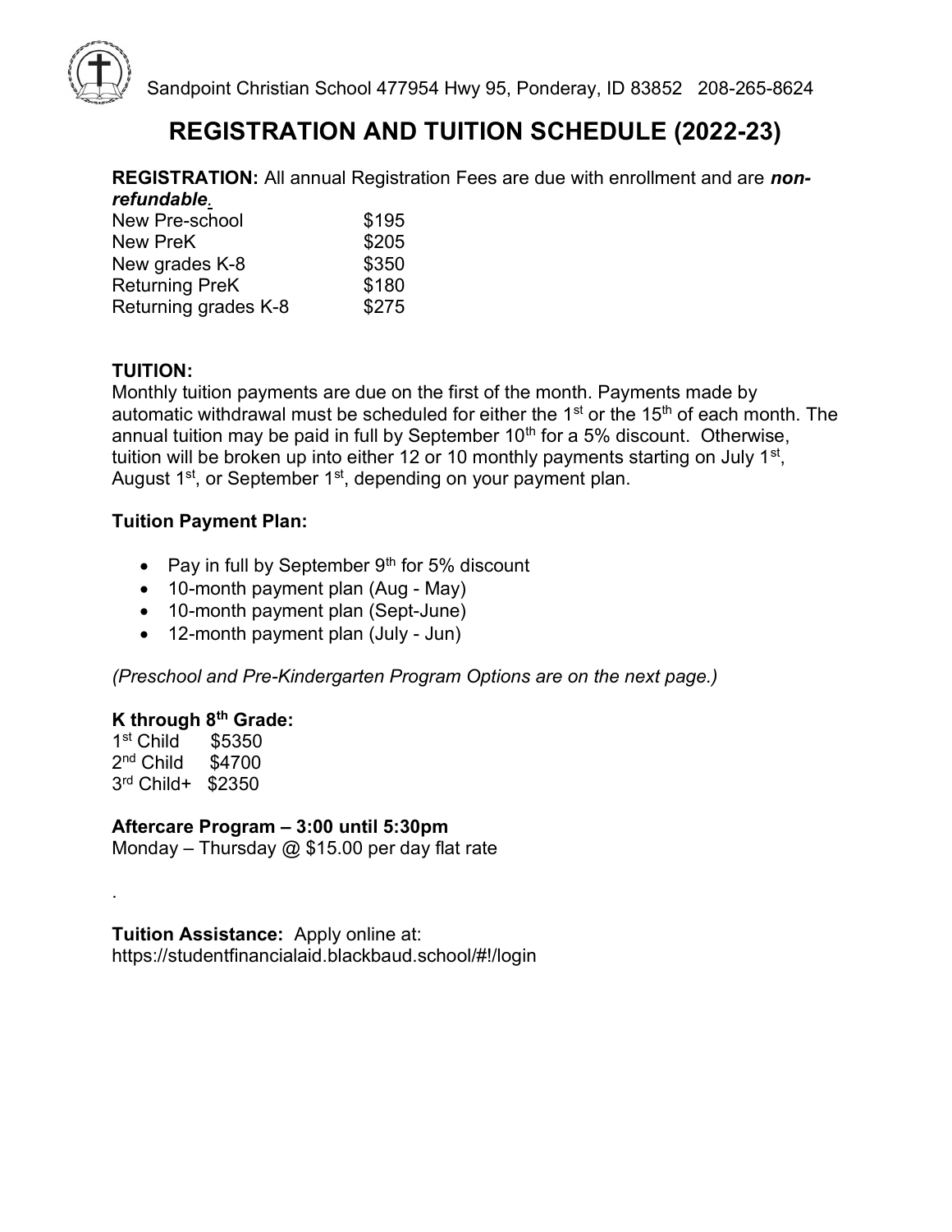Sandpoint Christian School 477954 Hwy 95, Ponderay, ID 83852 208-265-8624

# REGISTRATION AND TUITION SCHEDULE (2022-23)

**REGISTRATION:** All annual Registration Fees are due with enrollment and are ***non-refundable***.

| | |
|---|---|
| New Pre-school | \$195 |
| New PreK | \$205 |
| New grades K-8 | \$350 |
| Returning PreK | \$180 |
| Returning grades K-8 | \$275 |

**TUITION:**
Monthly tuition payments are due on the first of the month. Payments made by automatic withdrawal must be scheduled for either the 1st or the 15th of each month. The annual tuition may be paid in full by September 10th for a 5% discount. Otherwise, tuition will be broken up into either 12 or 10 monthly payments starting on July 1st, August 1st, or September 1st, depending on your payment plan.

**Tuition Payment Plan:**

- Pay in full by September 9th for 5% discount
- 10-month payment plan (Aug - May)
- 10-month payment plan (Sept-June)
- 12-month payment plan (July - Jun)

*(Preschool and Pre-Kindergarten Program Options are on the next page.)*

**K through 8th Grade:**

| | |
|---|---|
| 1st Child | \$5350 |
| 2nd Child | \$4700 |
| 3rd Child+ | \$2350 |

**Aftercare Program – 3:00 until 5:30pm**
Monday – Thursday @ \$15.00 per day flat rate

.

**Tuition Assistance:** Apply online at:
https://studentfinancialaid.blackbaud.school/#!/login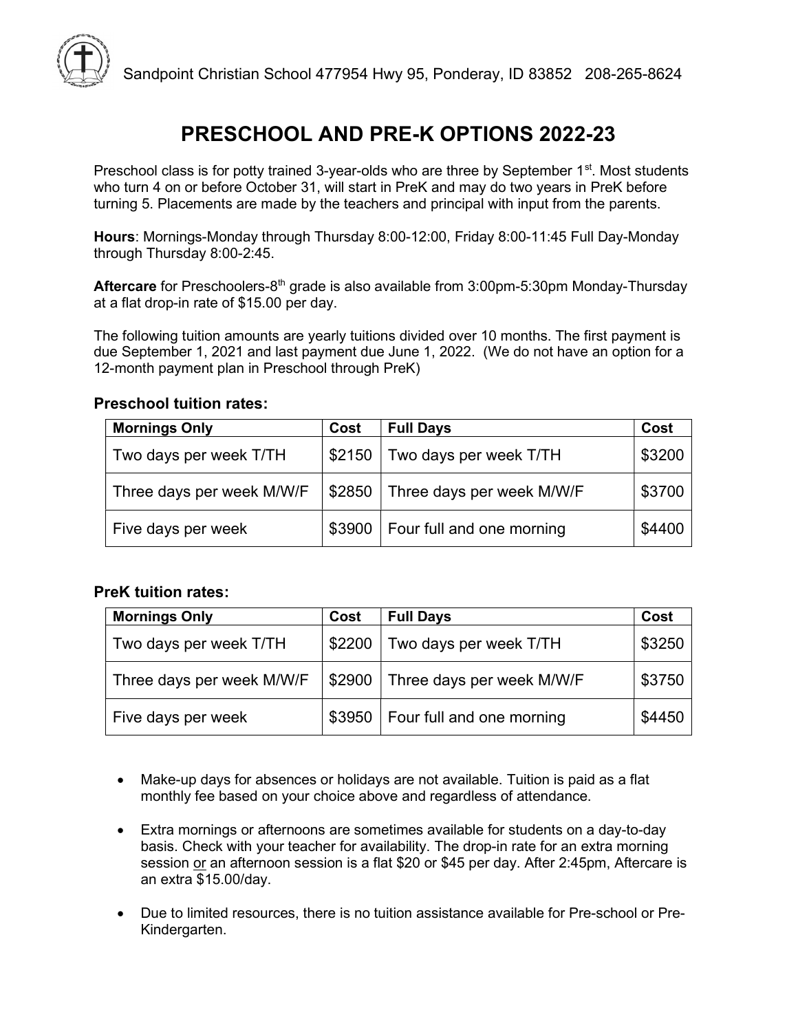Sandpoint Christian School 477954 Hwy 95, Ponderay, ID 83852 208-265-8624

# PRESCHOOL AND PRE-K OPTIONS 2022-23

Preschool class is for potty trained 3-year-olds who are three by September 1st. Most students who turn 4 on or before October 31, will start in PreK and may do two years in PreK before turning 5. Placements are made by the teachers and principal with input from the parents.

**Hours**: Mornings-Monday through Thursday 8:00-12:00, Friday 8:00-11:45 Full Day-Monday through Thursday 8:00-2:45.

**Aftercare** for Preschoolers-8th grade is also available from 3:00pm-5:30pm Monday-Thursday at a flat drop-in rate of $15.00 per day.

The following tuition amounts are yearly tuitions divided over 10 months. The first payment is due September 1, 2021 and last payment due June 1, 2022. (We do not have an option for a 12-month payment plan in Preschool through PreK)

### Preschool tuition rates:

| Mornings Only | Cost | Full Days | Cost |
|---|---|---|---|
| Two days per week T/TH | $2150 | Two days per week T/TH | $3200 |
| Three days per week M/W/F | $2850 | Three days per week M/W/F | $3700 |
| Five days per week | $3900 | Four full and one morning | $4400 |

### PreK tuition rates:

| Mornings Only | Cost | Full Days | Cost |
|---|---|---|---|
| Two days per week T/TH | $2200 | Two days per week T/TH | $3250 |
| Three days per week M/W/F | $2900 | Three days per week M/W/F | $3750 |
| Five days per week | $3950 | Four full and one morning | $4450 |

- Make-up days for absences or holidays are not available. Tuition is paid as a flat monthly fee based on your choice above and regardless of attendance.
- Extra mornings or afternoons are sometimes available for students on a day-to-day basis. Check with your teacher for availability. The drop-in rate for an extra morning session or an afternoon session is a flat $20 or $45 per day. After 2:45pm, Aftercare is an extra $15.00/day.
- Due to limited resources, there is no tuition assistance available for Pre-school or Pre-Kindergarten.